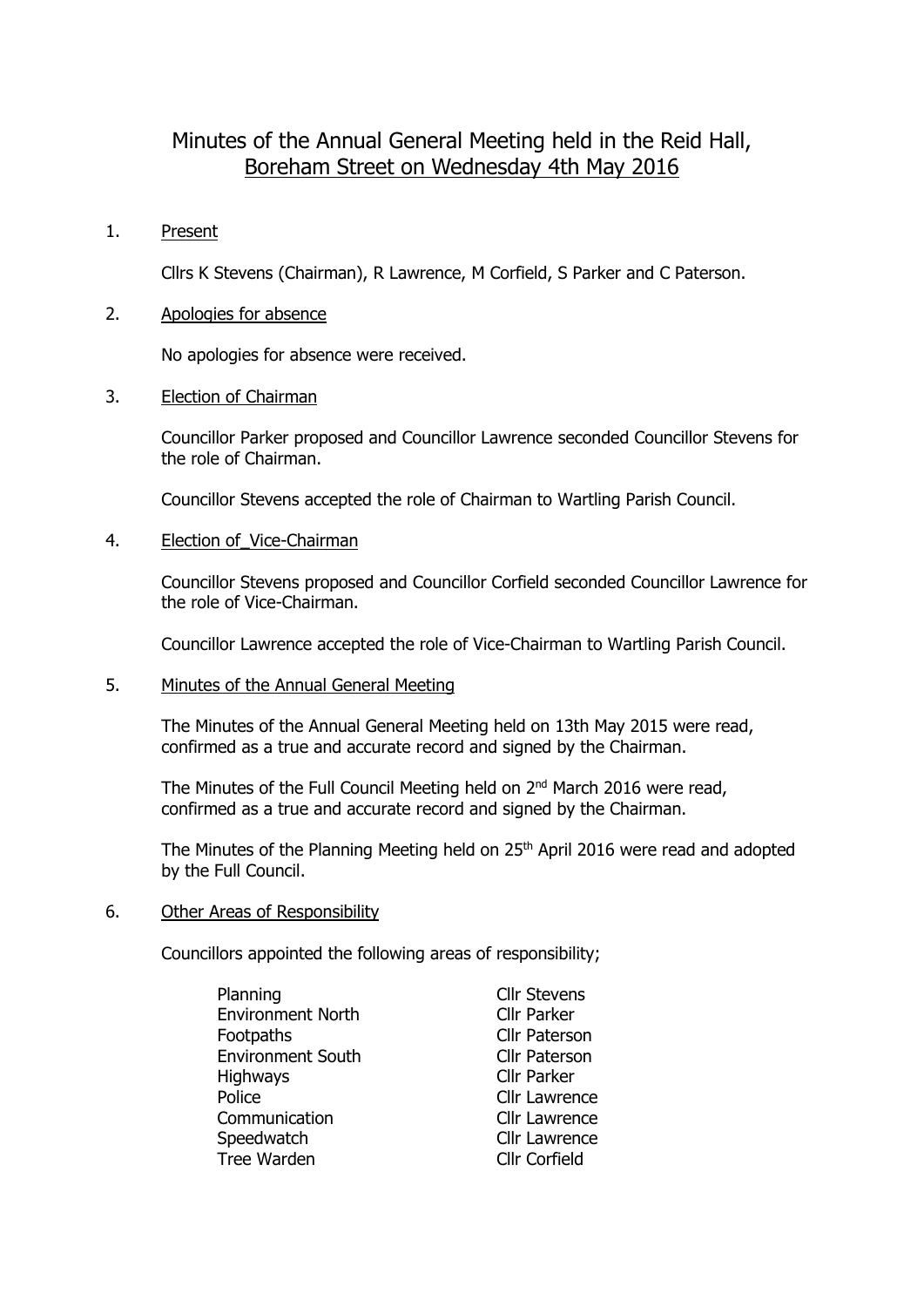# Minutes of the Annual General Meeting held in the Reid Hall, Boreham Street on Wednesday 4th May 2016

1. Present

Cllrs K Stevens (Chairman), R Lawrence, M Corfield, S Parker and C Paterson.

2. Apologies for absence

No apologies for absence were received.

3. Election of Chairman

Councillor Parker proposed and Councillor Lawrence seconded Councillor Stevens for the role of Chairman.

Councillor Stevens accepted the role of Chairman to Wartling Parish Council.

4. Election of_Vice-Chairman

Councillor Stevens proposed and Councillor Corfield seconded Councillor Lawrence for the role of Vice-Chairman.

Councillor Lawrence accepted the role of Vice-Chairman to Wartling Parish Council.

5. Minutes of the Annual General Meeting

The Minutes of the Annual General Meeting held on 13th May 2015 were read, confirmed as a true and accurate record and signed by the Chairman.

The Minutes of the Full Council Meeting held on 2nd March 2016 were read, confirmed as a true and accurate record and signed by the Chairman.

The Minutes of the Planning Meeting held on 25th April 2016 were read and adopted by the Full Council.

6. Other Areas of Responsibility

Councillors appointed the following areas of responsibility;

| | |
|---|---|
| Planning | Cllr Stevens |
| Environment North | Cllr Parker |
| Footpaths | Cllr Paterson |
| Environment South | Cllr Paterson |
| Highways | Cllr Parker |
| Police | Cllr Lawrence |
| Communication | Cllr Lawrence |
| Speedwatch | Cllr Lawrence |
| Tree Warden | Cllr Corfield |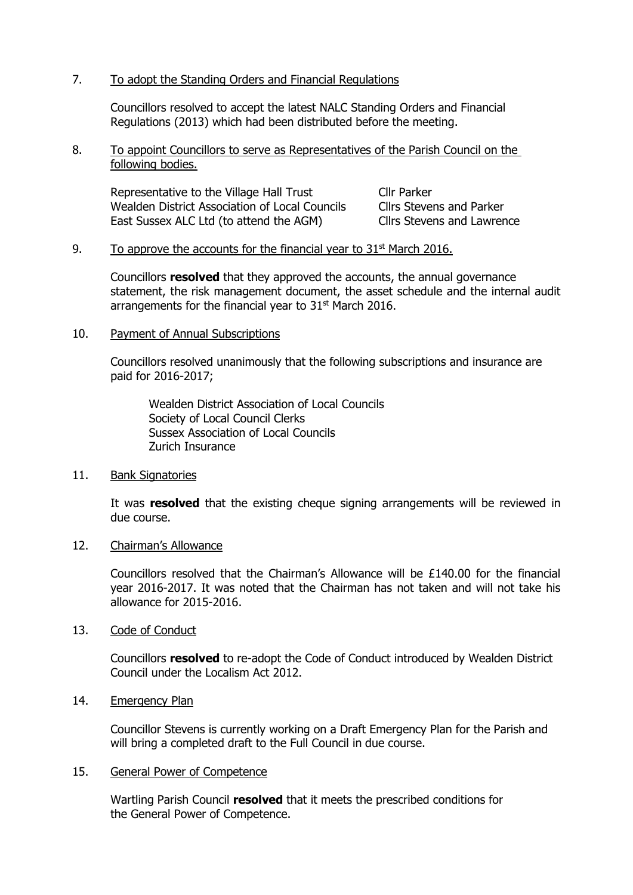7. <u>To adopt the Standing Orders and Financial Regulations</u>

Councillors resolved to accept the latest NALC Standing Orders and Financial Regulations (2013) which had been distributed before the meeting.

8. <u>To appoint Councillors to serve as Representatives of the Parish Council on the following bodies.</u>

| | |
|---|---|
| Representative to the Village Hall Trust | Cllr Parker |
| Wealden District Association of Local Councils | Cllrs Stevens and Parker |
| East Sussex ALC Ltd (to attend the AGM) | Cllrs Stevens and Lawrence |

9. <u>To approve the accounts for the financial year to 31st March 2016.</u>

Councillors **resolved** that they approved the accounts, the annual governance statement, the risk management document, the asset schedule and the internal audit arrangements for the financial year to 31st March 2016.

10. <u>Payment of Annual Subscriptions</u>

Councillors resolved unanimously that the following subscriptions and insurance are paid for 2016-2017;

Wealden District Association of Local Councils
Society of Local Council Clerks
Sussex Association of Local Councils
Zurich Insurance

11. <u>Bank Signatories</u>

It was **resolved** that the existing cheque signing arrangements will be reviewed in due course.

12. <u>Chairman's Allowance</u>

Councillors resolved that the Chairman's Allowance will be £140.00 for the financial year 2016-2017. It was noted that the Chairman has not taken and will not take his allowance for 2015-2016.

13. <u>Code of Conduct</u>

Councillors **resolved** to re-adopt the Code of Conduct introduced by Wealden District Council under the Localism Act 2012.

14. <u>Emergency Plan</u>

Councillor Stevens is currently working on a Draft Emergency Plan for the Parish and will bring a completed draft to the Full Council in due course.

15. <u>General Power of Competence</u>

Wartling Parish Council **resolved** that it meets the prescribed conditions for the General Power of Competence.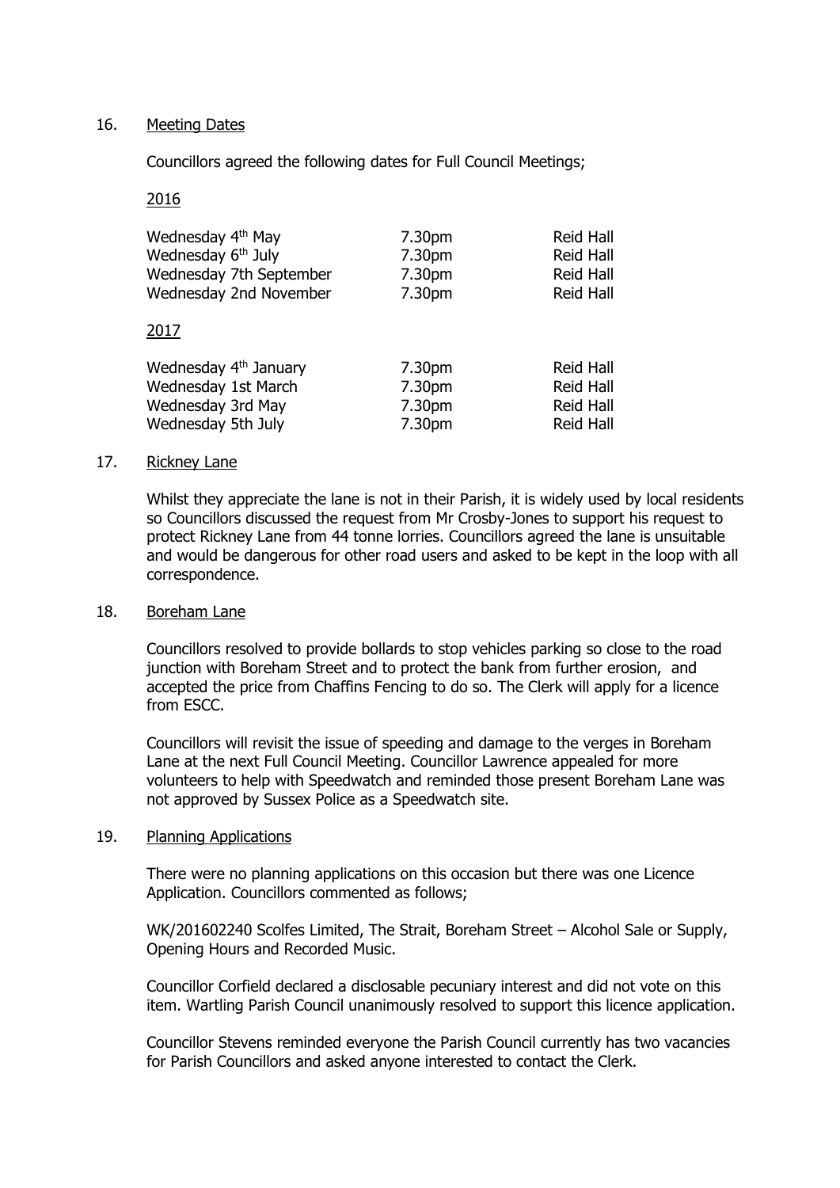16. Meeting Dates

Councillors agreed the following dates for Full Council Meetings;

2016

| | | |
|---|---|---|
| Wednesday 4th May | 7.30pm | Reid Hall |
| Wednesday 6th July | 7.30pm | Reid Hall |
| Wednesday 7th September | 7.30pm | Reid Hall |
| Wednesday 2nd November | 7.30pm | Reid Hall |

2017

| | | |
|---|---|---|
| Wednesday 4th January | 7.30pm | Reid Hall |
| Wednesday 1st March | 7.30pm | Reid Hall |
| Wednesday 3rd May | 7.30pm | Reid Hall |
| Wednesday 5th July | 7.30pm | Reid Hall |

17. Rickney Lane

Whilst they appreciate the lane is not in their Parish, it is widely used by local residents so Councillors discussed the request from Mr Crosby-Jones to support his request to protect Rickney Lane from 44 tonne lorries. Councillors agreed the lane is unsuitable and would be dangerous for other road users and asked to be kept in the loop with all correspondence.

18. Boreham Lane

Councillors resolved to provide bollards to stop vehicles parking so close to the road junction with Boreham Street and to protect the bank from further erosion, and accepted the price from Chaffins Fencing to do so. The Clerk will apply for a licence from ESCC.

Councillors will revisit the issue of speeding and damage to the verges in Boreham Lane at the next Full Council Meeting. Councillor Lawrence appealed for more volunteers to help with Speedwatch and reminded those present Boreham Lane was not approved by Sussex Police as a Speedwatch site.

19. Planning Applications

There were no planning applications on this occasion but there was one Licence Application. Councillors commented as follows;

WK/201602240 Scolfes Limited, The Strait, Boreham Street – Alcohol Sale or Supply, Opening Hours and Recorded Music.

Councillor Corfield declared a disclosable pecuniary interest and did not vote on this item. Wartling Parish Council unanimously resolved to support this licence application.

Councillor Stevens reminded everyone the Parish Council currently has two vacancies for Parish Councillors and asked anyone interested to contact the Clerk.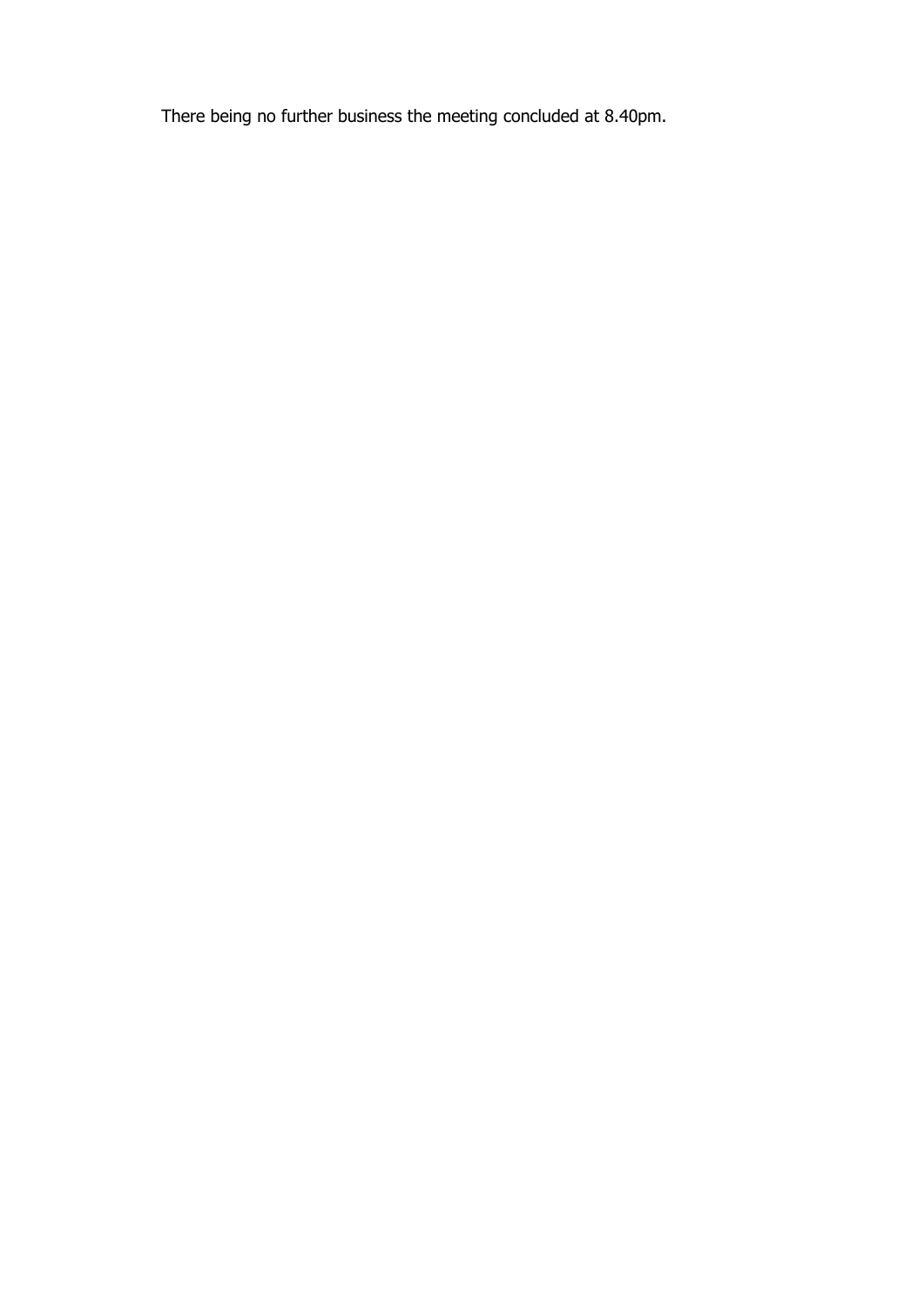There being no further business the meeting concluded at 8.40pm.